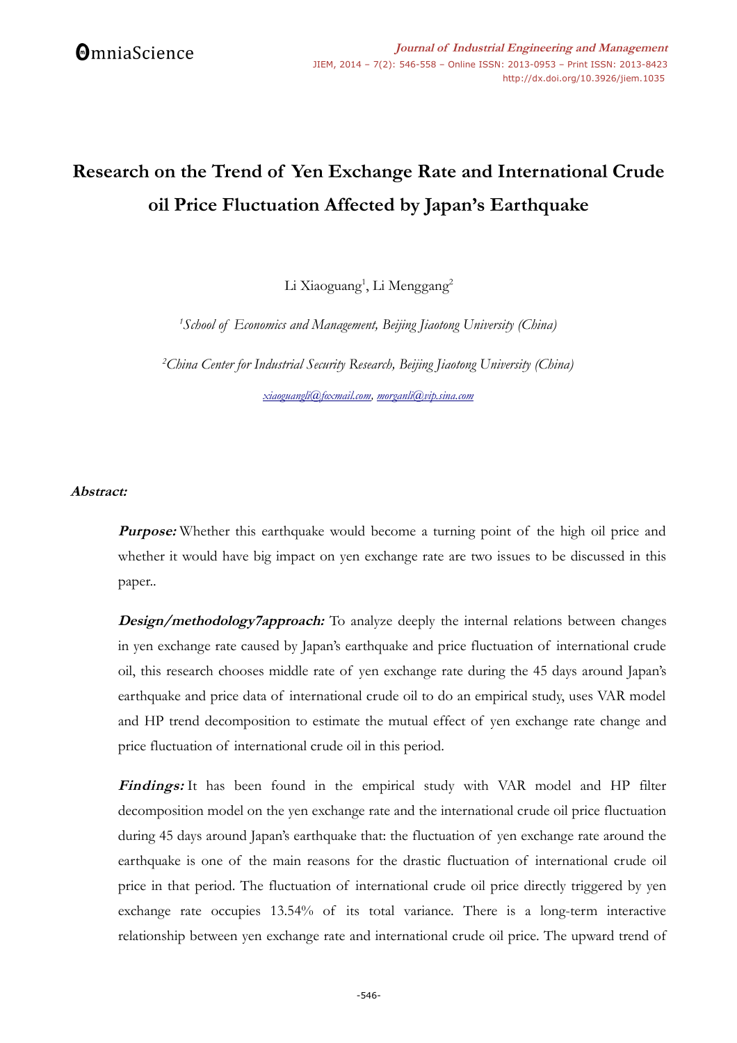# Research on the Trend of Yen Exchange Rate and International Crude oil Price Fluctuation Affected by Japan's Earthquake

Li Xiaoguang[1], Li Menggang[2]

[1]*School of Economics and Management, Beijing Jiaotong University (China)*

[2]*China Center for Industrial Security Research, Beijing Jiaotong University (China)*

*xiaoguangli@foxmail.com, morganli@vip.sina.com*

***Abstract:***

***Purpose:*** Whether this earthquake would become a turning point of the high oil price and whether it would have big impact on yen exchange rate are two issues to be discussed in this paper..

***Design/methodology7approach:*** To analyze deeply the internal relations between changes in yen exchange rate caused by Japan's earthquake and price fluctuation of international crude oil, this research chooses middle rate of yen exchange rate during the 45 days around Japan's earthquake and price data of international crude oil to do an empirical study, uses VAR model and HP trend decomposition to estimate the mutual effect of yen exchange rate change and price fluctuation of international crude oil in this period.

***Findings:*** It has been found in the empirical study with VAR model and HP filter decomposition model on the yen exchange rate and the international crude oil price fluctuation during 45 days around Japan's earthquake that: the fluctuation of yen exchange rate around the earthquake is one of the main reasons for the drastic fluctuation of international crude oil price in that period. The fluctuation of international crude oil price directly triggered by yen exchange rate occupies 13.54% of its total variance. There is a long-term interactive relationship between yen exchange rate and international crude oil price. The upward trend of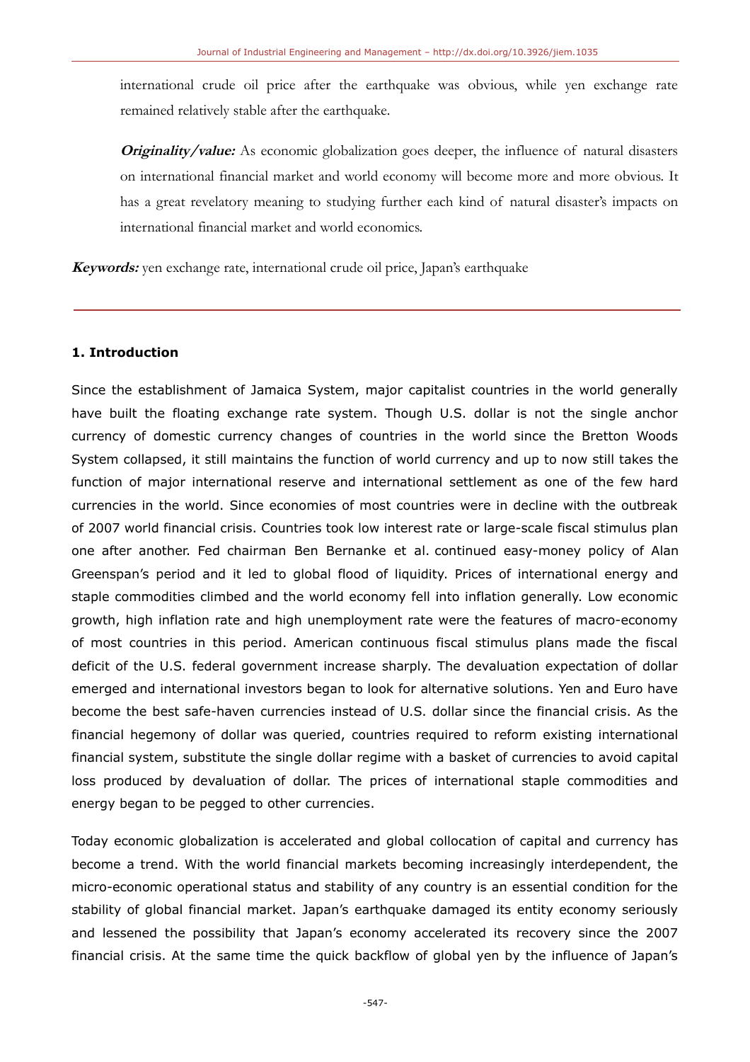international crude oil price after the earthquake was obvious, while yen exchange rate remained relatively stable after the earthquake.

***Originality/value:*** As economic globalization goes deeper, the influence of natural disasters on international financial market and world economy will become more and more obvious. It has a great revelatory meaning to studying further each kind of natural disaster's impacts on international financial market and world economics.

***Keywords:*** yen exchange rate, international crude oil price, Japan's earthquake

## 1. Introduction

Since the establishment of Jamaica System, major capitalist countries in the world generally have built the floating exchange rate system. Though U.S. dollar is not the single anchor currency of domestic currency changes of countries in the world since the Bretton Woods System collapsed, it still maintains the function of world currency and up to now still takes the function of major international reserve and international settlement as one of the few hard currencies in the world. Since economies of most countries were in decline with the outbreak of 2007 world financial crisis. Countries took low interest rate or large-scale fiscal stimulus plan one after another. Fed chairman Ben Bernanke et al. continued easy-money policy of Alan Greenspan's period and it led to global flood of liquidity. Prices of international energy and staple commodities climbed and the world economy fell into inflation generally. Low economic growth, high inflation rate and high unemployment rate were the features of macro-economy of most countries in this period. American continuous fiscal stimulus plans made the fiscal deficit of the U.S. federal government increase sharply. The devaluation expectation of dollar emerged and international investors began to look for alternative solutions. Yen and Euro have become the best safe-haven currencies instead of U.S. dollar since the financial crisis. As the financial hegemony of dollar was queried, countries required to reform existing international financial system, substitute the single dollar regime with a basket of currencies to avoid capital loss produced by devaluation of dollar. The prices of international staple commodities and energy began to be pegged to other currencies.

Today economic globalization is accelerated and global collocation of capital and currency has become a trend. With the world financial markets becoming increasingly interdependent, the micro-economic operational status and stability of any country is an essential condition for the stability of global financial market. Japan's earthquake damaged its entity economy seriously and lessened the possibility that Japan's economy accelerated its recovery since the 2007 financial crisis. At the same time the quick backflow of global yen by the influence of Japan's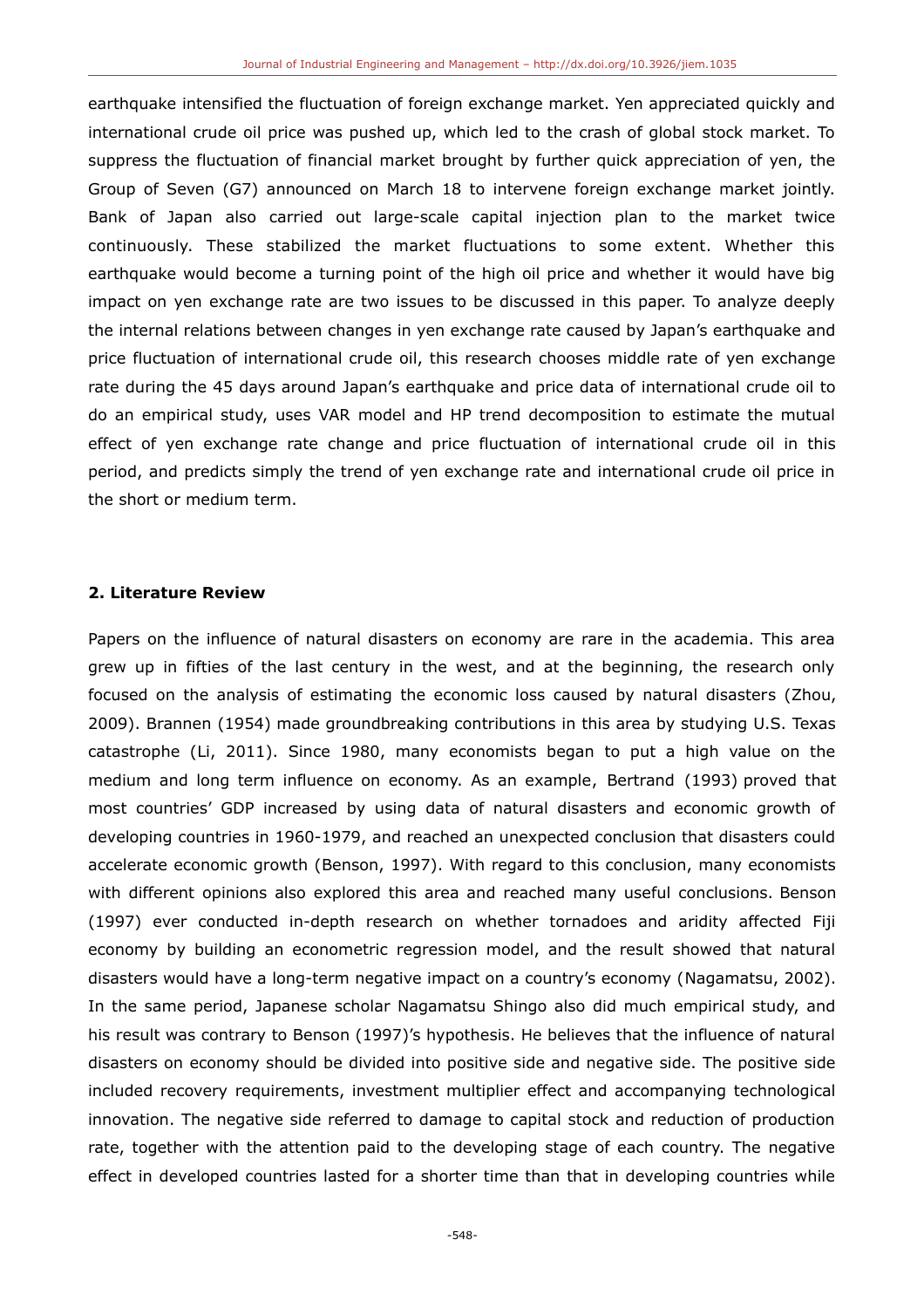earthquake intensified the fluctuation of foreign exchange market. Yen appreciated quickly and international crude oil price was pushed up, which led to the crash of global stock market. To suppress the fluctuation of financial market brought by further quick appreciation of yen, the Group of Seven (G7) announced on March 18 to intervene foreign exchange market jointly. Bank of Japan also carried out large-scale capital injection plan to the market twice continuously. These stabilized the market fluctuations to some extent. Whether this earthquake would become a turning point of the high oil price and whether it would have big impact on yen exchange rate are two issues to be discussed in this paper. To analyze deeply the internal relations between changes in yen exchange rate caused by Japan's earthquake and price fluctuation of international crude oil, this research chooses middle rate of yen exchange rate during the 45 days around Japan's earthquake and price data of international crude oil to do an empirical study, uses VAR model and HP trend decomposition to estimate the mutual effect of yen exchange rate change and price fluctuation of international crude oil in this period, and predicts simply the trend of yen exchange rate and international crude oil price in the short or medium term.

## 2. Literature Review

Papers on the influence of natural disasters on economy are rare in the academia. This area grew up in fifties of the last century in the west, and at the beginning, the research only focused on the analysis of estimating the economic loss caused by natural disasters (Zhou, 2009). Brannen (1954) made groundbreaking contributions in this area by studying U.S. Texas catastrophe (Li, 2011). Since 1980, many economists began to put a high value on the medium and long term influence on economy. As an example, Bertrand (1993) proved that most countries' GDP increased by using data of natural disasters and economic growth of developing countries in 1960-1979, and reached an unexpected conclusion that disasters could accelerate economic growth (Benson, 1997). With regard to this conclusion, many economists with different opinions also explored this area and reached many useful conclusions. Benson (1997) ever conducted in-depth research on whether tornadoes and aridity affected Fiji economy by building an econometric regression model, and the result showed that natural disasters would have a long-term negative impact on a country's economy (Nagamatsu, 2002). In the same period, Japanese scholar Nagamatsu Shingo also did much empirical study, and his result was contrary to Benson (1997)'s hypothesis. He believes that the influence of natural disasters on economy should be divided into positive side and negative side. The positive side included recovery requirements, investment multiplier effect and accompanying technological innovation. The negative side referred to damage to capital stock and reduction of production rate, together with the attention paid to the developing stage of each country. The negative effect in developed countries lasted for a shorter time than that in developing countries while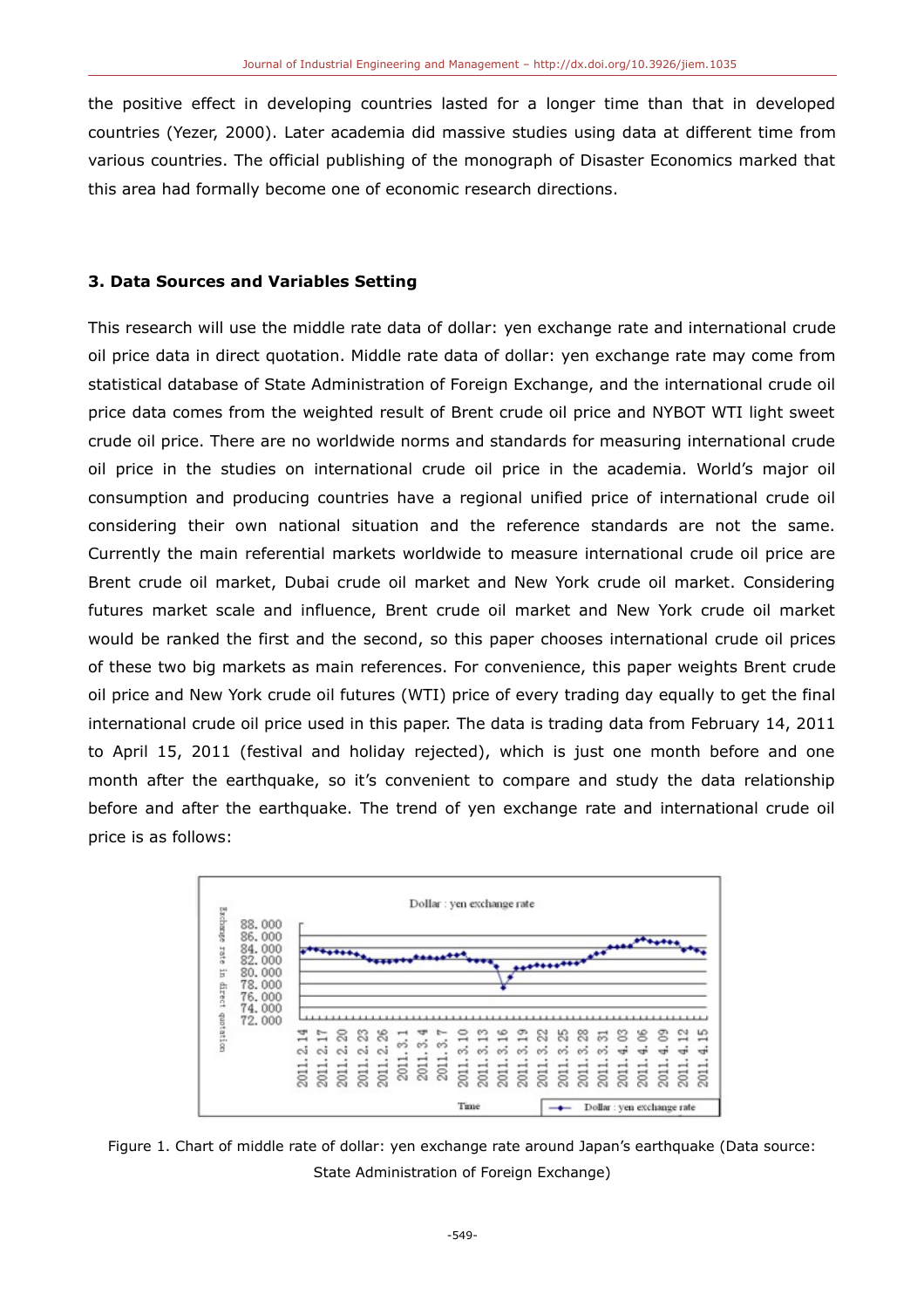the positive effect in developing countries lasted for a longer time than that in developed countries (Yezer, 2000). Later academia did massive studies using data at different time from various countries. The official publishing of the monograph of Disaster Economics marked that this area had formally become one of economic research directions.

## 3. Data Sources and Variables Setting

This research will use the middle rate data of dollar: yen exchange rate and international crude oil price data in direct quotation. Middle rate data of dollar: yen exchange rate may come from statistical database of State Administration of Foreign Exchange, and the international crude oil price data comes from the weighted result of Brent crude oil price and NYBOT WTI light sweet crude oil price. There are no worldwide norms and standards for measuring international crude oil price in the studies on international crude oil price in the academia. World's major oil consumption and producing countries have a regional unified price of international crude oil considering their own national situation and the reference standards are not the same. Currently the main referential markets worldwide to measure international crude oil price are Brent crude oil market, Dubai crude oil market and New York crude oil market. Considering futures market scale and influence, Brent crude oil market and New York crude oil market would be ranked the first and the second, so this paper chooses international crude oil prices of these two big markets as main references. For convenience, this paper weights Brent crude oil price and New York crude oil futures (WTI) price of every trading day equally to get the final international crude oil price used in this paper. The data is trading data from February 14, 2011 to April 15, 2011 (festival and holiday rejected), which is just one month before and one month after the earthquake, so it's convenient to compare and study the data relationship before and after the earthquake. The trend of yen exchange rate and international crude oil price is as follows:

Figure 1. Chart of middle rate of dollar: yen exchange rate around Japan's earthquake (Data source: State Administration of Foreign Exchange)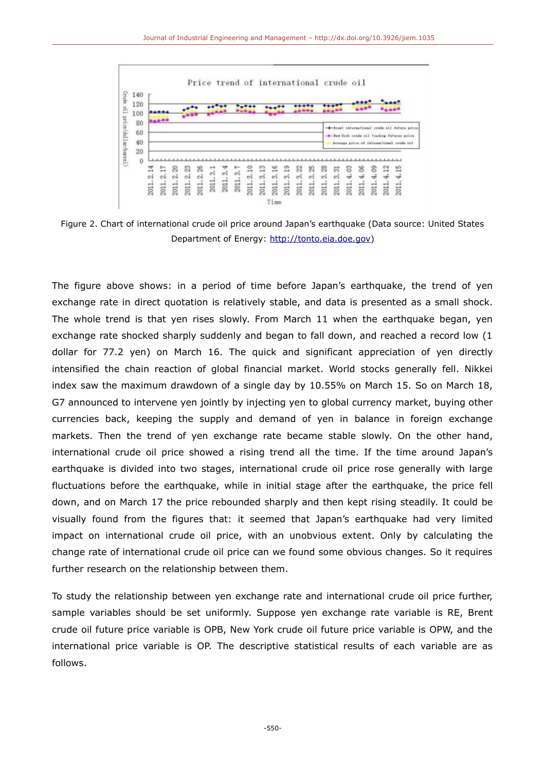Figure 2. Chart of international crude oil price around Japan's earthquake (Data source: United States Department of Energy: http://tonto.eia.doe.gov)

The figure above shows: in a period of time before Japan's earthquake, the trend of yen exchange rate in direct quotation is relatively stable, and data is presented as a small shock. The whole trend is that yen rises slowly. From March 11 when the earthquake began, yen exchange rate shocked sharply suddenly and began to fall down, and reached a record low (1 dollar for 77.2 yen) on March 16. The quick and significant appreciation of yen directly intensified the chain reaction of global financial market. World stocks generally fell. Nikkei index saw the maximum drawdown of a single day by 10.55% on March 15. So on March 18, G7 announced to intervene yen jointly by injecting yen to global currency market, buying other currencies back, keeping the supply and demand of yen in balance in foreign exchange markets. Then the trend of yen exchange rate became stable slowly. On the other hand, international crude oil price showed a rising trend all the time. If the time around Japan's earthquake is divided into two stages, international crude oil price rose generally with large fluctuations before the earthquake, while in initial stage after the earthquake, the price fell down, and on March 17 the price rebounded sharply and then kept rising steadily. It could be visually found from the figures that: it seemed that Japan's earthquake had very limited impact on international crude oil price, with an unobvious extent. Only by calculating the change rate of international crude oil price can we found some obvious changes. So it requires further research on the relationship between them.

To study the relationship between yen exchange rate and international crude oil price further, sample variables should be set uniformly. Suppose yen exchange rate variable is RE, Brent crude oil future price variable is OPB, New York crude oil future price variable is OPW, and the international price variable is OP. The descriptive statistical results of each variable are as follows.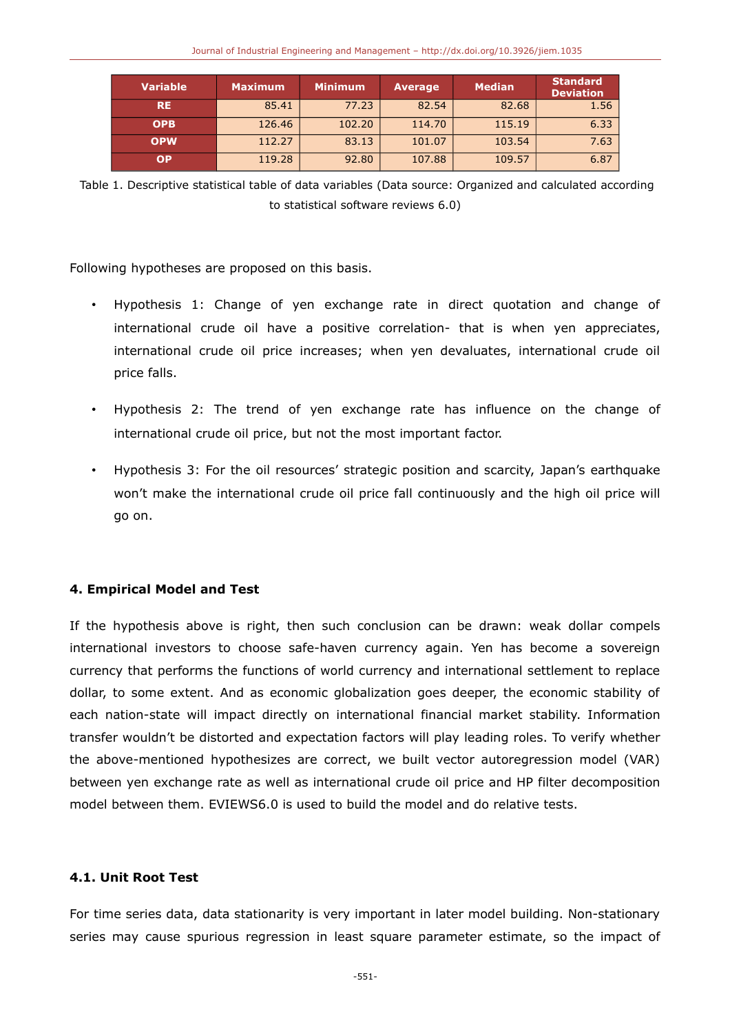| Variable | Maximum | Minimum | Average | Median | Standard Deviation |
|---|---|---|---|---|---|
| RE | 85.41 | 77.23 | 82.54 | 82.68 | 1.56 |
| OPB | 126.46 | 102.20 | 114.70 | 115.19 | 6.33 |
| OPW | 112.27 | 83.13 | 101.07 | 103.54 | 7.63 |
| OP | 119.28 | 92.80 | 107.88 | 109.57 | 6.87 |

Table 1. Descriptive statistical table of data variables (Data source: Organized and calculated according to statistical software reviews 6.0)

Following hypotheses are proposed on this basis.

- Hypothesis 1: Change of yen exchange rate in direct quotation and change of international crude oil have a positive correlation- that is when yen appreciates, international crude oil price increases; when yen devaluates, international crude oil price falls.
- Hypothesis 2: The trend of yen exchange rate has influence on the change of international crude oil price, but not the most important factor.
- Hypothesis 3: For the oil resources' strategic position and scarcity, Japan's earthquake won't make the international crude oil price fall continuously and the high oil price will go on.

## 4. Empirical Model and Test

If the hypothesis above is right, then such conclusion can be drawn: weak dollar compels international investors to choose safe-haven currency again. Yen has become a sovereign currency that performs the functions of world currency and international settlement to replace dollar, to some extent. And as economic globalization goes deeper, the economic stability of each nation-state will impact directly on international financial market stability. Information transfer wouldn't be distorted and expectation factors will play leading roles. To verify whether the above-mentioned hypothesizes are correct, we built vector autoregression model (VAR) between yen exchange rate as well as international crude oil price and HP filter decomposition model between them. EVIEWS6.0 is used to build the model and do relative tests.

### 4.1. Unit Root Test

For time series data, data stationarity is very important in later model building. Non-stationary series may cause spurious regression in least square parameter estimate, so the impact of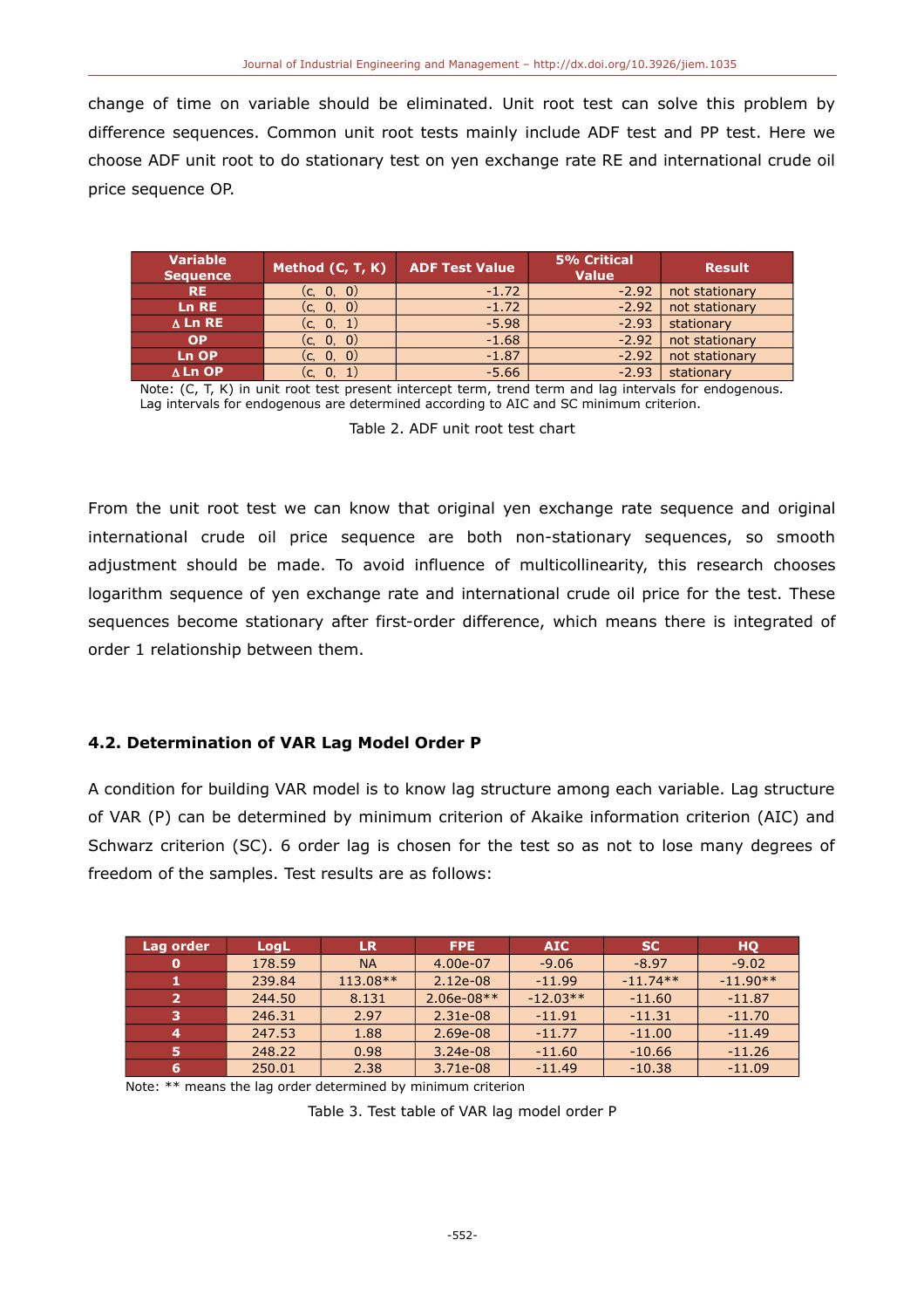change of time on variable should be eliminated. Unit root test can solve this problem by difference sequences. Common unit root tests mainly include ADF test and PP test. Here we choose ADF unit root to do stationary test on yen exchange rate RE and international crude oil price sequence OP.

| Variable Sequence | Method (C, T, K) | ADF Test Value | 5% Critical Value | Result |
|---|---|---|---|---|
| RE | (c, 0, 0) | -1.72 | -2.92 | not stationary |
| Ln RE | (c, 0, 0) | -1.72 | -2.92 | not stationary |
| ∆ Ln RE | (c, 0, 1) | -5.98 | -2.93 | stationary |
| OP | (c, 0, 0) | -1.68 | -2.92 | not stationary |
| Ln OP | (c, 0, 0) | -1.87 | -2.92 | not stationary |
| ∆ Ln OP | (c, 0, 1) | -5.66 | -2.93 | stationary |

Note: (C, T, K) in unit root test present intercept term, trend term and lag intervals for endogenous. Lag intervals for endogenous are determined according to AIC and SC minimum criterion.

Table 2. ADF unit root test chart

From the unit root test we can know that original yen exchange rate sequence and original international crude oil price sequence are both non-stationary sequences, so smooth adjustment should be made. To avoid influence of multicollinearity, this research chooses logarithm sequence of yen exchange rate and international crude oil price for the test. These sequences become stationary after first-order difference, which means there is integrated of order 1 relationship between them.

### 4.2. Determination of VAR Lag Model Order P

A condition for building VAR model is to know lag structure among each variable. Lag structure of VAR (P) can be determined by minimum criterion of Akaike information criterion (AIC) and Schwarz criterion (SC). 6 order lag is chosen for the test so as not to lose many degrees of freedom of the samples. Test results are as follows:

| Lag order | LogL | LR | FPE | AIC | SC | HQ |
|---|---|---|---|---|---|---|
| 0 | 178.59 | NA | 4.00e-07 | -9.06 | -8.97 | -9.02 |
| 1 | 239.84 | 113.08** | 2.12e-08 | -11.99 | -11.74** | -11.90** |
| 2 | 244.50 | 8.131 | 2.06e-08** | -12.03** | -11.60 | -11.87 |
| 3 | 246.31 | 2.97 | 2.31e-08 | -11.91 | -11.31 | -11.70 |
| 4 | 247.53 | 1.88 | 2.69e-08 | -11.77 | -11.00 | -11.49 |
| 5 | 248.22 | 0.98 | 3.24e-08 | -11.60 | -10.66 | -11.26 |
| 6 | 250.01 | 2.38 | 3.71e-08 | -11.49 | -10.38 | -11.09 |

Note: ** means the lag order determined by minimum criterion

Table 3. Test table of VAR lag model order P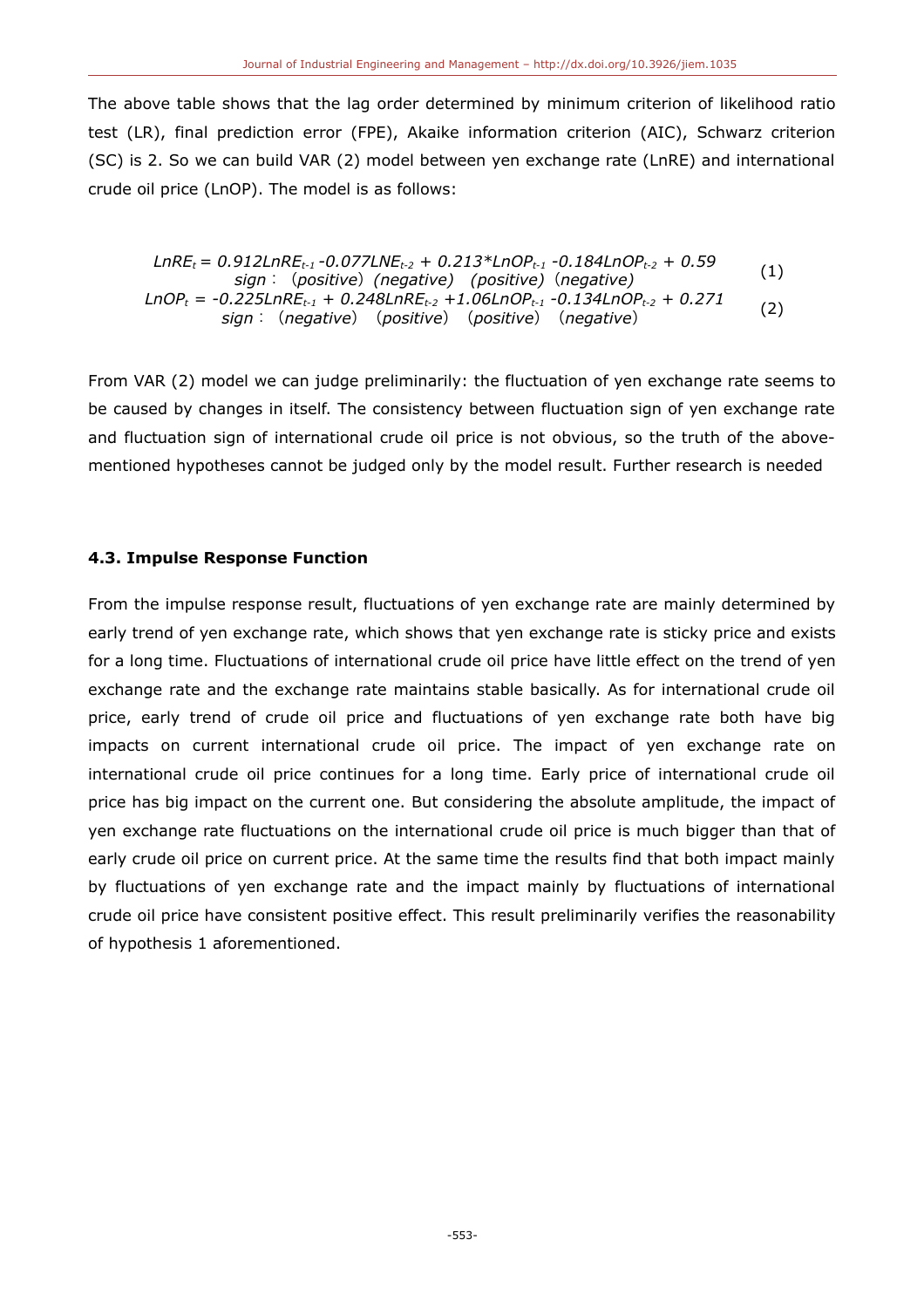The above table shows that the lag order determined by minimum criterion of likelihood ratio test (LR), final prediction error (FPE), Akaike information criterion (AIC), Schwarz criterion (SC) is 2. So we can build VAR (2) model between yen exchange rate (LnRE) and international crude oil price (LnOP). The model is as follows:

$$LnRE_t = 0.912LnRE_{t-1} - 0.077LNE_{t-2} + 0.213*LnOP_{t-1} - 0.184LnOP_{t-2} + 0.59 \quad (1)$$

sign： (positive) (negative) (positive) (negative)

$$LnOP_t = -0.225LnRE_{t-1} + 0.248LnRE_{t-2} + 1.06LnOP_{t-1} - 0.134LnOP_{t-2} + 0.271 \quad (2)$$

sign： (negative) (positive) (positive) (negative)

From VAR (2) model we can judge preliminarily: the fluctuation of yen exchange rate seems to be caused by changes in itself. The consistency between fluctuation sign of yen exchange rate and fluctuation sign of international crude oil price is not obvious, so the truth of the above-mentioned hypotheses cannot be judged only by the model result. Further research is needed

### 4.3. Impulse Response Function

From the impulse response result, fluctuations of yen exchange rate are mainly determined by early trend of yen exchange rate, which shows that yen exchange rate is sticky price and exists for a long time. Fluctuations of international crude oil price have little effect on the trend of yen exchange rate and the exchange rate maintains stable basically. As for international crude oil price, early trend of crude oil price and fluctuations of yen exchange rate both have big impacts on current international crude oil price. The impact of yen exchange rate on international crude oil price continues for a long time. Early price of international crude oil price has big impact on the current one. But considering the absolute amplitude, the impact of yen exchange rate fluctuations on the international crude oil price is much bigger than that of early crude oil price on current price. At the same time the results find that both impact mainly by fluctuations of yen exchange rate and the impact mainly by fluctuations of international crude oil price have consistent positive effect. This result preliminarily verifies the reasonability of hypothesis 1 aforementioned.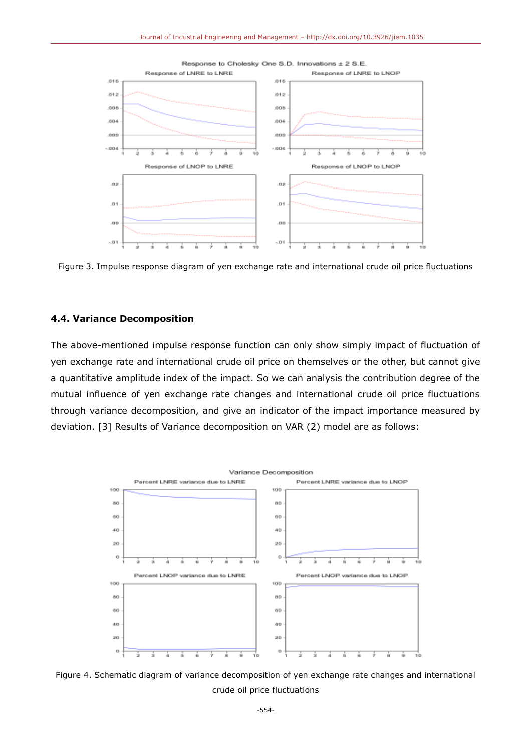Figure 3. Impulse response diagram of yen exchange rate and international crude oil price fluctuations

### 4.4. Variance Decomposition

The above-mentioned impulse response function can only show simply impact of fluctuation of yen exchange rate and international crude oil price on themselves or the other, but cannot give a quantitative amplitude index of the impact. So we can analysis the contribution degree of the mutual influence of yen exchange rate changes and international crude oil price fluctuations through variance decomposition, and give an indicator of the impact importance measured by deviation. [3] Results of Variance decomposition on VAR (2) model are as follows:

Figure 4. Schematic diagram of variance decomposition of yen exchange rate changes and international crude oil price fluctuations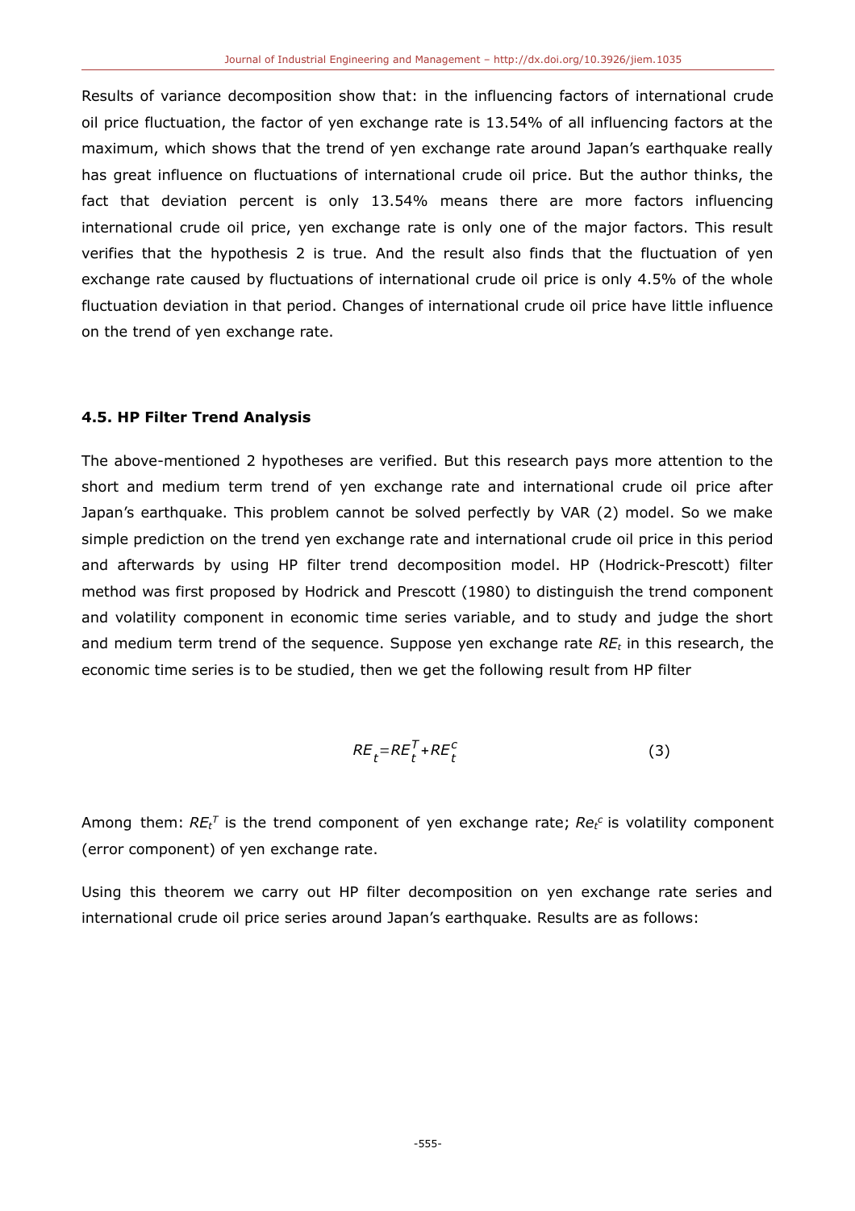Results of variance decomposition show that: in the influencing factors of international crude oil price fluctuation, the factor of yen exchange rate is 13.54% of all influencing factors at the maximum, which shows that the trend of yen exchange rate around Japan's earthquake really has great influence on fluctuations of international crude oil price. But the author thinks, the fact that deviation percent is only 13.54% means there are more factors influencing international crude oil price, yen exchange rate is only one of the major factors. This result verifies that the hypothesis 2 is true. And the result also finds that the fluctuation of yen exchange rate caused by fluctuations of international crude oil price is only 4.5% of the whole fluctuation deviation in that period. Changes of international crude oil price have little influence on the trend of yen exchange rate.

### 4.5. HP Filter Trend Analysis

The above-mentioned 2 hypotheses are verified. But this research pays more attention to the short and medium term trend of yen exchange rate and international crude oil price after Japan's earthquake. This problem cannot be solved perfectly by VAR (2) model. So we make simple prediction on the trend yen exchange rate and international crude oil price in this period and afterwards by using HP filter trend decomposition model. HP (Hodrick-Prescott) filter method was first proposed by Hodrick and Prescott (1980) to distinguish the trend component and volatility component in economic time series variable, and to study and judge the short and medium term trend of the sequence. Suppose yen exchange rate $RE_t$ in this research, the economic time series is to be studied, then we get the following result from HP filter

$$RE_t = RE_t^T + RE_t^c \tag{3}$$

Among them: $RE_t^T$ is the trend component of yen exchange rate; $Re_t^c$ is volatility component (error component) of yen exchange rate.

Using this theorem we carry out HP filter decomposition on yen exchange rate series and international crude oil price series around Japan's earthquake. Results are as follows: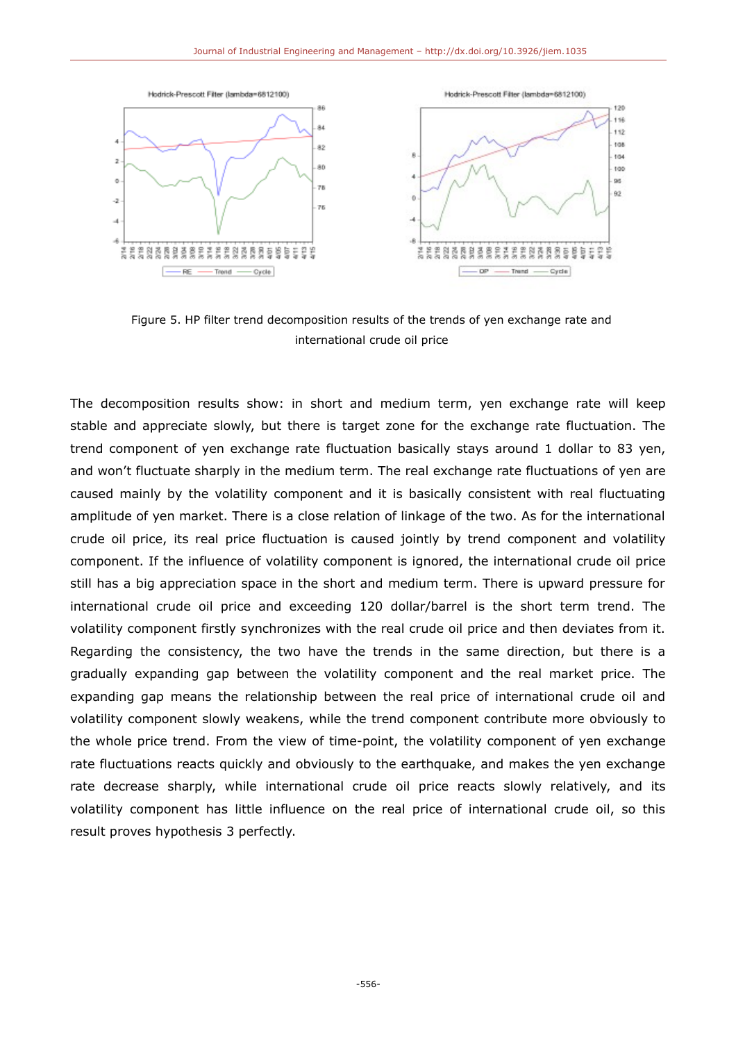Figure 5. HP filter trend decomposition results of the trends of yen exchange rate and international crude oil price

The decomposition results show: in short and medium term, yen exchange rate will keep stable and appreciate slowly, but there is target zone for the exchange rate fluctuation. The trend component of yen exchange rate fluctuation basically stays around 1 dollar to 83 yen, and won't fluctuate sharply in the medium term. The real exchange rate fluctuations of yen are caused mainly by the volatility component and it is basically consistent with real fluctuating amplitude of yen market. There is a close relation of linkage of the two. As for the international crude oil price, its real price fluctuation is caused jointly by trend component and volatility component. If the influence of volatility component is ignored, the international crude oil price still has a big appreciation space in the short and medium term. There is upward pressure for international crude oil price and exceeding 120 dollar/barrel is the short term trend. The volatility component firstly synchronizes with the real crude oil price and then deviates from it. Regarding the consistency, the two have the trends in the same direction, but there is a gradually expanding gap between the volatility component and the real market price. The expanding gap means the relationship between the real price of international crude oil and volatility component slowly weakens, while the trend component contribute more obviously to the whole price trend. From the view of time-point, the volatility component of yen exchange rate fluctuations reacts quickly and obviously to the earthquake, and makes the yen exchange rate decrease sharply, while international crude oil price reacts slowly relatively, and its volatility component has little influence on the real price of international crude oil, so this result proves hypothesis 3 perfectly.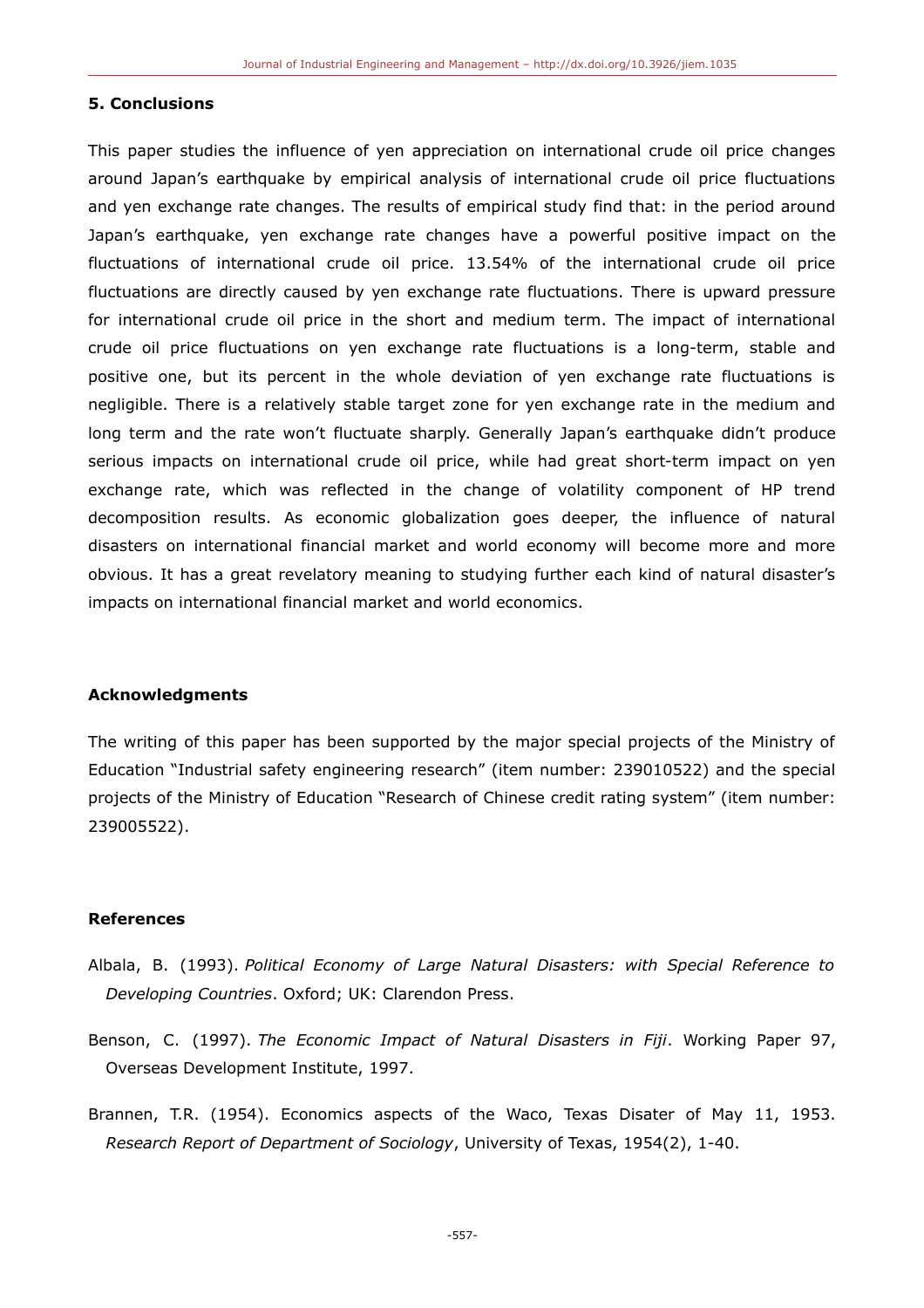## 5. Conclusions

This paper studies the influence of yen appreciation on international crude oil price changes around Japan's earthquake by empirical analysis of international crude oil price fluctuations and yen exchange rate changes. The results of empirical study find that: in the period around Japan's earthquake, yen exchange rate changes have a powerful positive impact on the fluctuations of international crude oil price. 13.54% of the international crude oil price fluctuations are directly caused by yen exchange rate fluctuations. There is upward pressure for international crude oil price in the short and medium term. The impact of international crude oil price fluctuations on yen exchange rate fluctuations is a long-term, stable and positive one, but its percent in the whole deviation of yen exchange rate fluctuations is negligible. There is a relatively stable target zone for yen exchange rate in the medium and long term and the rate won't fluctuate sharply. Generally Japan's earthquake didn't produce serious impacts on international crude oil price, while had great short-term impact on yen exchange rate, which was reflected in the change of volatility component of HP trend decomposition results. As economic globalization goes deeper, the influence of natural disasters on international financial market and world economy will become more and more obvious. It has a great revelatory meaning to studying further each kind of natural disaster's impacts on international financial market and world economics.

## Acknowledgments

The writing of this paper has been supported by the major special projects of the Ministry of Education "Industrial safety engineering research" (item number: 239010522) and the special projects of the Ministry of Education "Research of Chinese credit rating system" (item number: 239005522).

## References

Albala, B. (1993). *Political Economy of Large Natural Disasters: with Special Reference to Developing Countries*. Oxford; UK: Clarendon Press.

Benson, C. (1997). *The Economic Impact of Natural Disasters in Fiji*. Working Paper 97, Overseas Development Institute, 1997.

Brannen, T.R. (1954). Economics aspects of the Waco, Texas Disater of May 11, 1953. *Research Report of Department of Sociology*, University of Texas, 1954(2), 1-40.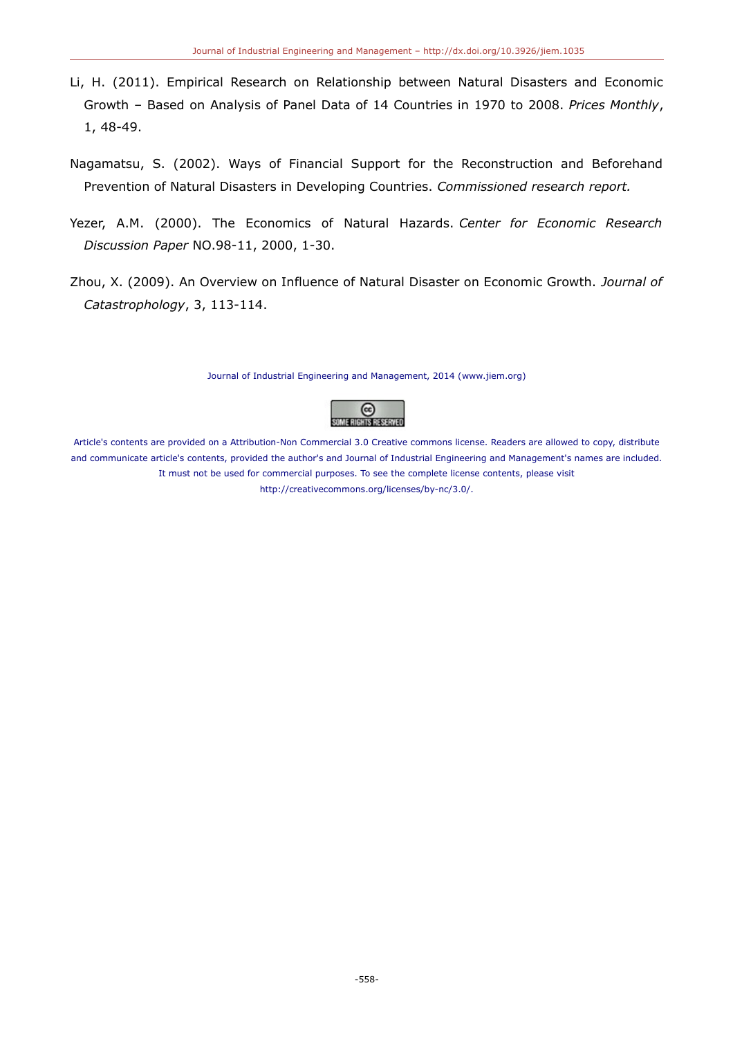Li, H. (2011). Empirical Research on Relationship between Natural Disasters and Economic Growth – Based on Analysis of Panel Data of 14 Countries in 1970 to 2008. *Prices Monthly*, 1, 48-49.

Nagamatsu, S. (2002). Ways of Financial Support for the Reconstruction and Beforehand Prevention of Natural Disasters in Developing Countries. *Commissioned research report.*

Yezer, A.M. (2000). The Economics of Natural Hazards. *Center for Economic Research Discussion Paper* NO.98-11, 2000, 1-30.

Zhou, X. (2009). An Overview on Influence of Natural Disaster on Economic Growth. *Journal of Catastrophology*, 3, 113-114.

Journal of Industrial Engineering and Management, 2014 (www.jiem.org)

Article's contents are provided on a Attribution-Non Commercial 3.0 Creative commons license. Readers are allowed to copy, distribute and communicate article's contents, provided the author's and Journal of Industrial Engineering and Management's names are included. It must not be used for commercial purposes. To see the complete license contents, please visit http://creativecommons.org/licenses/by-nc/3.0/.